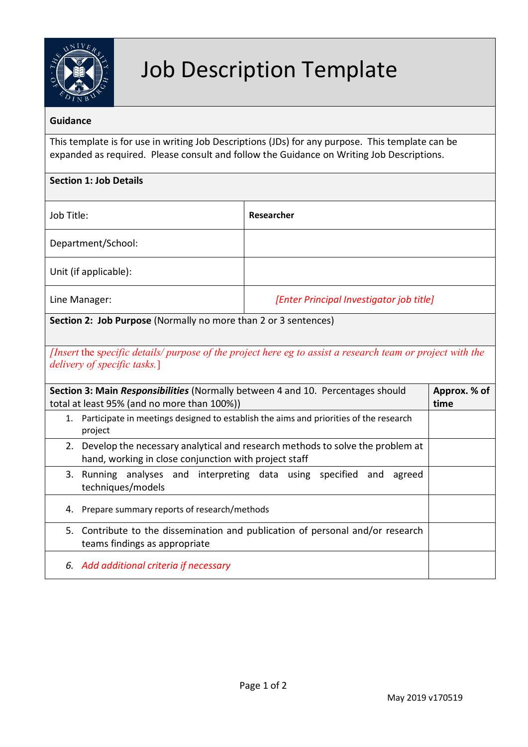# Job Description Template

**Guidance**

This template is for use in writing Job Descriptions (JDs) for any purpose. This template can be expanded as required. Please consult and follow the Guidance on Writing Job Descriptions.

**Section 1: Job Details**

| | |
|---|---|
| Job Title: | **Researcher** |
| Department/School: | |
| Unit (if applicable): | |
| Line Manager: | *[Enter Principal Investigator job title]* |

**Section 2: Job Purpose** (Normally no more than 2 or 3 sentences)

*[Insert the specific details/ purpose of the project here eg to assist a research team or project with the delivery of specific tasks.]*

| **Section 3: Main *Responsibilities*** (Normally between 4 and 10. Percentages should total at least 95% (and no more than 100%)) | **Approx. % of time** |
|---|---|
| 1. Participate in meetings designed to establish the aims and priorities of the research project | |
| 2. Develop the necessary analytical and research methods to solve the problem at hand, working in close conjunction with project staff | |
| 3. Running analyses and interpreting data using specified and agreed techniques/models | |
| 4. Prepare summary reports of research/methods | |
| 5. Contribute to the dissemination and publication of personal and/or research teams findings as appropriate | |
| *6. Add additional criteria if necessary* | |

May 2019 v170519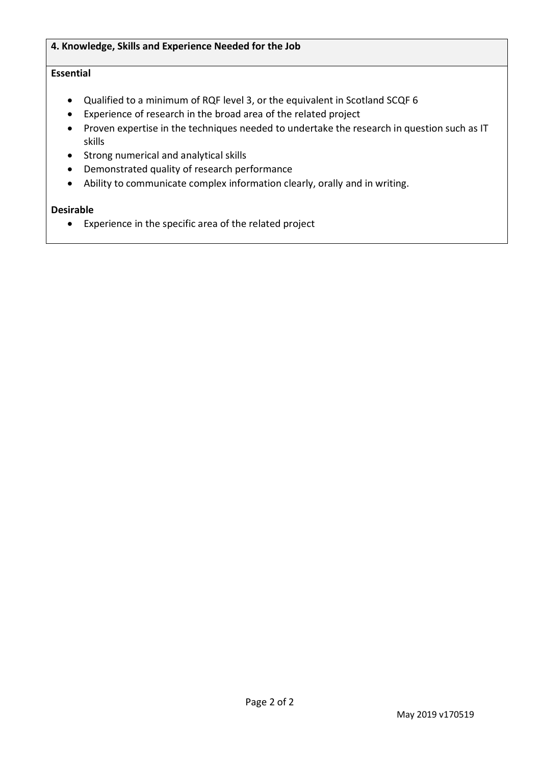## 4. Knowledge, Skills and Experience Needed for the Job

**Essential**

- Qualified to a minimum of RQF level 3, or the equivalent in Scotland SCQF 6
- Experience of research in the broad area of the related project
- Proven expertise in the techniques needed to undertake the research in question such as IT skills
- Strong numerical and analytical skills
- Demonstrated quality of research performance
- Ability to communicate complex information clearly, orally and in writing.

**Desirable**

- Experience in the specific area of the related project